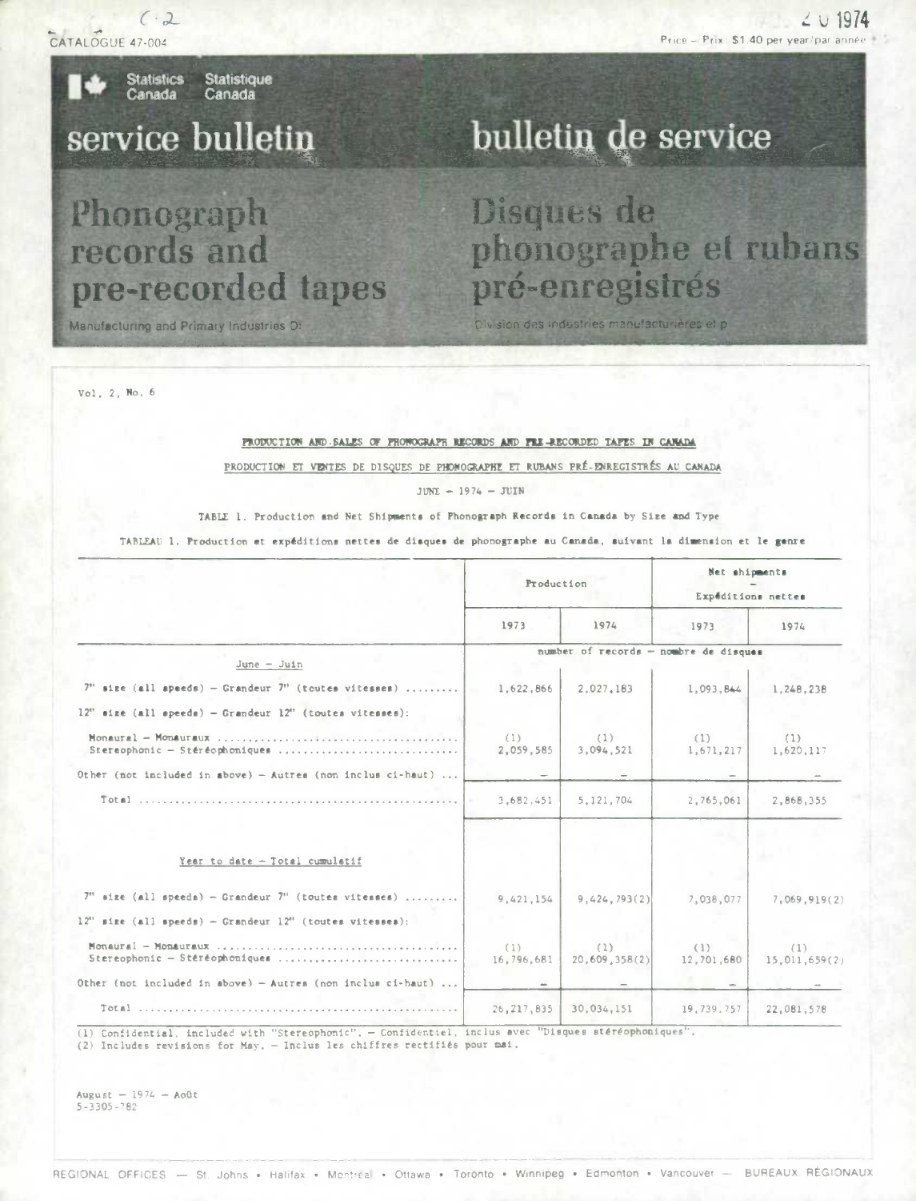CATALOGUE 47-004

Price – Prix: $1.40 per year/par année

Statistics Canada — Statistique Canada

# service bulletin — bulletin de service

# Phonograph records and pre-recorded tapes — Disques de phonographe et rubans pré-enregistrés

Manufacturing and Primary Industries D — Division des industries manufacturières et p

Vol. 2, No. 6

## PRODUCTION AND SALES OF PHONOGRAPH RECORDS AND PRE-RECORDED TAPES IN CANADA

## PRODUCTION ET VENTES DE DISQUES DE PHONOGRAPHE ET RUBANS PRÉ-ENREGISTRÉS AU CANADA

JUNE – 1974 – JUIN

TABLE 1. Production and Net Shipments of Phonograph Records in Canada by Size and Type

TABLEAU 1. Production et expéditions nettes de disques de phonographe au Canada, suivant la dimension et le genre

| | Production | | Net shipments – Expéditions nettes | |
|---|---|---|---|---|
| | 1973 | 1974 | 1973 | 1974 |
| | number of records – nombre de disques | | | |
| June – Juin | | | | |
| 7" size (all speeds) – Grandeur 7" (toutes vitesses) | 1,622,866 | 2,027,183 | 1,093,844 | 1,248,238 |
| 12" size (all speeds) – Grandeur 12" (toutes vitesses): | | | | |
| Monaural – Monauraux | (1) | (1) | (1) | (1) |
| Stereophonic – Stéréophoniques | 2,059,585 | 3,094,521 | 1,671,217 | 1,620,117 |
| Other (not included in above) – Autres (non inclus ci-haut) | – | – | – | – |
| Total | 3,682,451 | 5,121,704 | 2,765,061 | 2,868,355 |
| Year to date – Total cumulatif | | | | |
| 7" size (all speeds) – Grandeur 7" (toutes vitesses) | 9,421,154 | 9,424,793(2) | 7,038,077 | 7,069,919(2) |
| 12" size (all speeds) – Grandeur 12" (toutes vitesses): | | | | |
| Monaural – Monauraux | (1) | (1) | (1) | (1) |
| Stereophonic – Stéréophoniques | 16,796,681 | 20,609,358(2) | 12,701,680 | 15,011,659(2) |
| Other (not included in above) – Autres (non inclus ci-haut) | – | – | – | – |
| Total | 26,217,835 | 30,034,151 | 19,739,757 | 22,081,578 |

(1) Confidential, included with "Stereophonic". – Confidentiel, inclus avec "Disques stéréophoniques".
(2) Includes revisions for May. – Inclus les chiffres rectifiés pour mai.

August – 1974 – Août
5-3305-782

REGIONAL OFFICES — St. Johns • Halifax • Montréal • Ottawa • Toronto • Winnipeg • Edmonton • Vancouver — BUREAUX RÉGIONAUX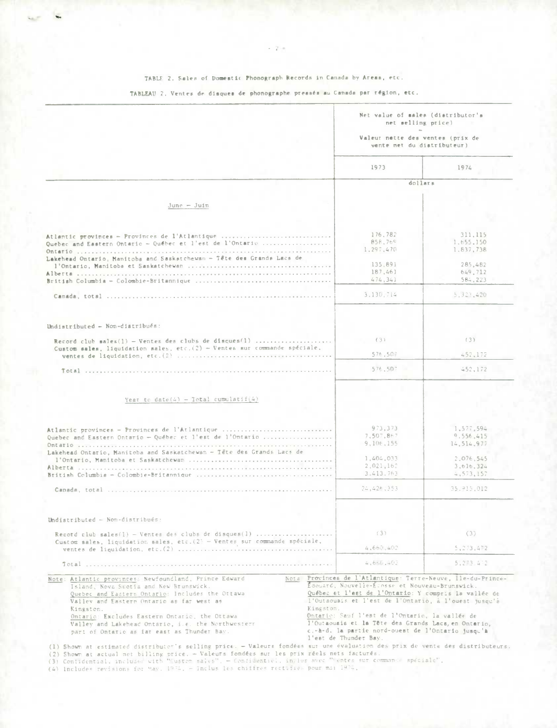TABLE 2. Sales of Domestic Phonograph Records in Canada by Areas, etc.

TABLEAU 2. Ventes de disques de phonographe pressés au Canada par région, etc.

| | Net value of sales (distributor's net selling price) — Valeur nette des ventes (prix de vente net du distributeur) | |
|---|---|---|
| | 1973 | 1974 |
| | dollars | |
| **June – Juin** | | |
| Atlantic provinces – Provinces de l'Atlantique | 176,782 | 311,115 |
| Quebec and Eastern Ontario – Québec et l'est de l'Ontario | 858,769 | 1,655,150 |
| Ontario | 1,297,470 | 1,837,738 |
| Lakehead Ontario, Manitoba and Saskatchewan – Tête des Grands Lacs de l'Ontario, Manitoba et Saskatchewan | 135,891 | 285,482 |
| Alberta | 187,461 | 649,712 |
| British Columbia – Colombie-Britannique | 474,341 | 584,223 |
| Canada, total | 3,130,714 | 5,323,420 |
| Undistributed – Non-distribués: | | |
| Record club sales(1) – Ventes des clubs de disques(1) | (3) | (3) |
| Custom sales, liquidation sales, etc.(2) – Ventes sur commande spéciale, ventes de liquidation, etc.(2) | 576,507 | 452,172 |
| Total | 576,507 | 452,172 |
| **Year to date(4) – Total cumulatif(4)** | | |
| Atlantic provinces – Provinces de l'Atlantique | 973,373 | 1,577,594 |
| Quebec and Eastern Ontario – Québec et l'est de l'Ontario | 7,507,867 | 9,556,415 |
| Ontario | 9,106,155 | 14,514,977 |
| Lakehead Ontario, Manitoba and Saskatchewan – Tête des Grands Lacs de l'Ontario, Manitoba et Saskatchewan | 1,404,033 | 2,076,545 |
| Alberta | 2,021,162 | 3,616,324 |
| British Columbia – Colombie-Britannique | 3,413,763 | 4,573,157 |
| Canada, total | 24,426,353 | 35,915,012 |
| Undistributed – Non-distribués: | | |
| Record club sales(1) – Ventes des clubs de disques(1) | (3) | (3) |
| Custom sales, liquidation sales, etc.(2) – Ventes sur commande spéciale, ventes de liquidation, etc.(2) | 4,660,402 | 5,273,472 |
| Total | 4,660,402 | 5,273,472 |

Note: Atlantic provinces: Newfoundland, Prince Edward Island, Nova Scotia and New Brunswick.
Quebec and Eastern Ontario: Includes the Ottawa Valley and Eastern Ontario as far west as Kingston.
Ontario: Excludes Eastern Ontario, the Ottawa Valley and Lakehead Ontario, i.e. the Northwestern part of Ontario as far east as Thunder Bay.

Nota: Provinces de l'Atlantique: Terre-Neuve, Île-du-Prince-Édouard, Nouvelle-Écosse et Nouveau-Brunswick.
Québec et l'est de l'Ontario: Y compris la vallée de l'Outaouais et l'est de l'Ontario, à l'ouest jusqu'à Kingston.
Ontario: Sauf l'est de l'Ontario, la vallée de l'Outaouais et la Tête des Grands Lacs, en Ontario, c.-à-d. la partie nord-ouest de l'Ontario jusqu'à l'est de Thunder Bay.

(1) Shown at estimated distributor's selling price. – Valeurs fondées sur une évaluation des prix de vente des distributeurs.
(2) Shown at actual net billing price. – Valeurs fondées sur les prix réels nets facturés.
(3) Confidential, included with "Custom sales". – Confidentiel, inclus avec "Ventes sur commande spéciale".
(4) Includes revisions for May, 1974. – Inclus les chiffres rectifiés pour mai 1974.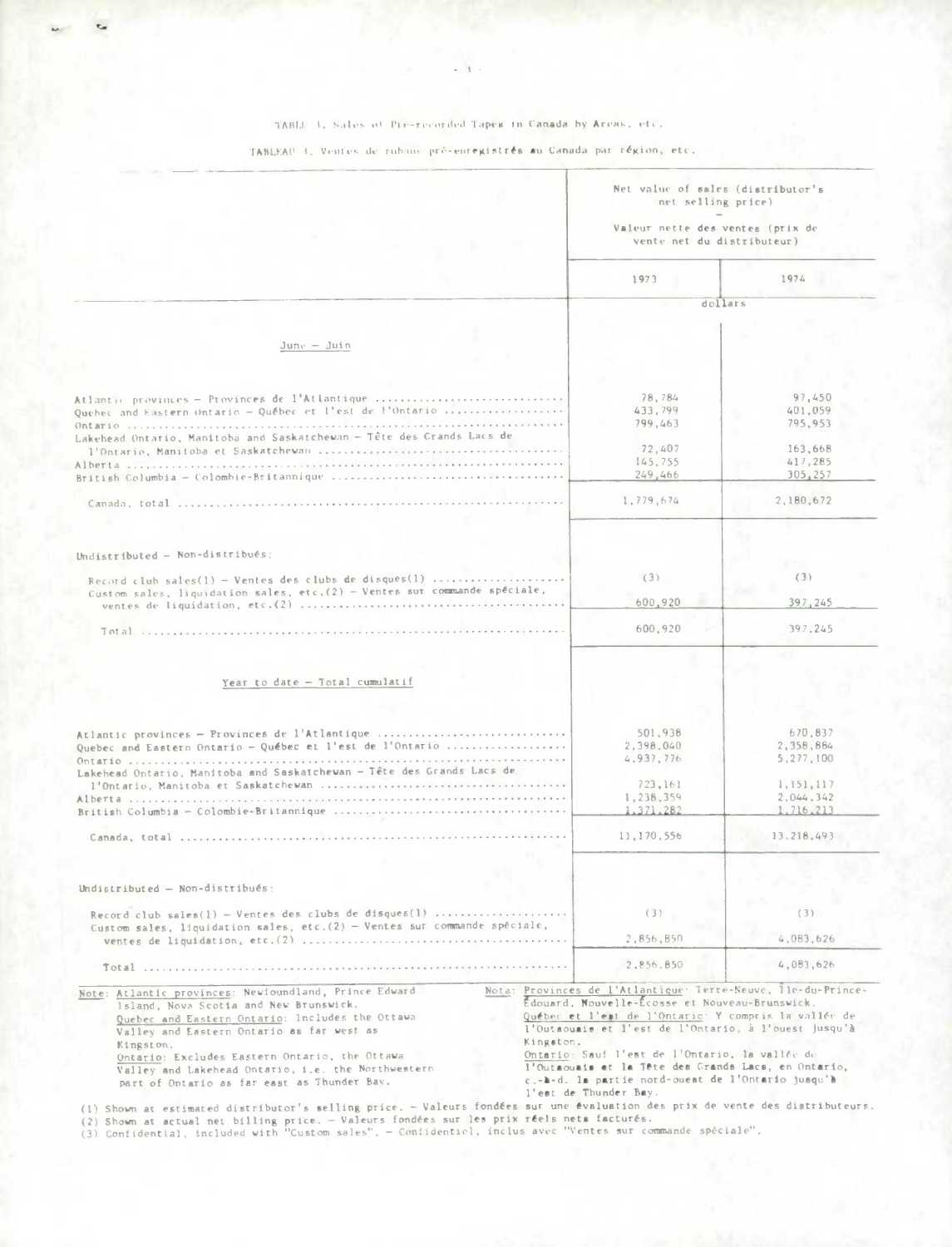TABLE 3. Sales of Pre-recorded Tapes in Canada by Areas, etc.

TABLEAU 3. Ventes de rubans pré-enregistrés au Canada par région, etc.

| | Net value of sales (distributor's net selling price) – Valeur nette des ventes (prix de vente net du distributeur) | |
|---|---|---|
| | 1973 | 1974 |
| | dollars | |
| **June – Juin** | | |
| Atlantic provinces – Provinces de l'Atlantique | 78,784 | 97,450 |
| Quebec and Eastern Ontario – Québec et l'est de l'Ontario | 433,799 | 401,059 |
| Ontario | 799,463 | 795,953 |
| Lakehead Ontario, Manitoba and Saskatchewan – Tête des Grands Lacs de l'Ontario, Manitoba et Saskatchewan | 72,407 | 163,668 |
| Alberta | 145,755 | 417,285 |
| British Columbia – Colombie-Britannique | 249,466 | 305,257 |
| Canada, total | 1,779,674 | 2,180,672 |
| Undistributed – Non-distribués: | | |
| Record club sales(1) – Ventes des clubs de disques(1) | (3) | (3) |
| Custom sales, liquidation sales, etc.(2) – Ventes sur commande spéciale, ventes de liquidation, etc.(2) | 600,920 | 397,245 |
| Total | 600,920 | 397,245 |
| **Year to date – Total cumulatif** | | |
| Atlantic provinces – Provinces de l'Atlantique | 501,938 | 670,837 |
| Quebec and Eastern Ontario – Québec et l'est de l'Ontario | 2,398,040 | 2,358,884 |
| Ontario | 4,937,776 | 5,277,100 |
| Lakehead Ontario, Manitoba and Saskatchewan – Tête des Grands Lacs de l'Ontario, Manitoba et Saskatchewan | 723,161 | 1,151,117 |
| Alberta | 1,238,359 | 2,044,342 |
| British Columbia – Colombie-Britannique | 1,371,282 | 1,716,213 |
| Canada, total | 11,170,556 | 13,218,493 |
| Undistributed – Non-distribués: | | |
| Record club sales(1) – Ventes des clubs de disques(1) | (3) | (3) |
| Custom sales, liquidation sales, etc.(2) – Ventes sur commande spéciale, ventes de liquidation, etc.(2) | 2,856,850 | 4,083,626 |
| Total | 2,856,850 | 4,083,626 |

Note: Atlantic provinces: Newfoundland, Prince Edward Island, Nova Scotia and New Brunswick.
Quebec and Eastern Ontario: Includes the Ottawa Valley and Eastern Ontario as far west as Kingston.
Ontario: Excludes Eastern Ontario, the Ottawa Valley and Lakehead Ontario, i.e. the Northwestern part of Ontario as far east as Thunder Bay.

Nota: Provinces de l'Atlantique: Terre-Neuve, Île-du-Prince-Édouard, Nouvelle-Écosse et Nouveau-Brunswick.
Québec et l'est de l'Ontario: Y compris la vallée de l'Outaouais et l'est de l'Ontario, à l'ouest jusqu'à Kingston.
Ontario: Sauf l'est de l'Ontario, la vallée de l'Outaouais et la Tête des Grands Lacs, en Ontario, c.-à-d. la partie nord-ouest de l'Ontario jusqu'à l'est de Thunder Bay.

(1) Shown at estimated distributor's selling price. – Valeurs fondées sur une évaluation des prix de vente des distributeurs.
(2) Shown at actual net billing price. – Valeurs fondées sur les prix réels nets facturés.
(3) Confidential, included with "Custom sales". – Confidentiel, inclus avec "Ventes sur commande spéciale".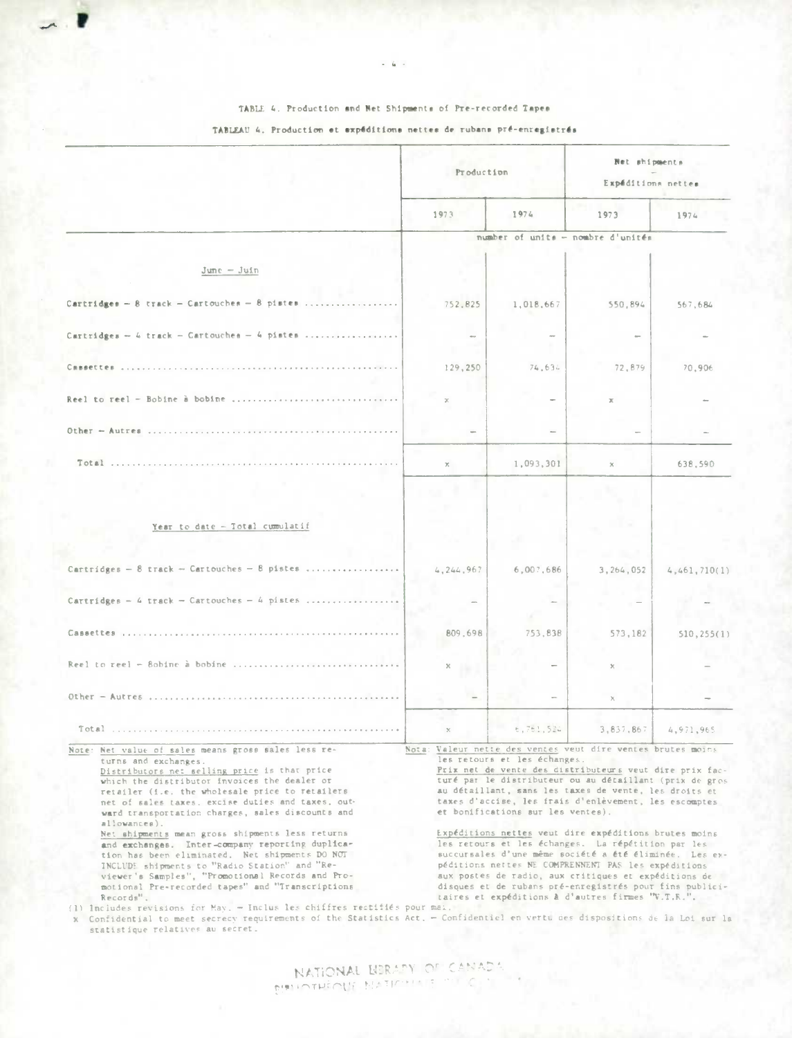TABLE 4. Production and Net Shipments of Pre-recorded Tapes

TABLEAU 4. Production et expéditions nettes de rubans pré-enregistrés

| | Production | | Net shipments – Expéditions nettes | |
|---|---|---|---|---|
| | 1973 | 1974 | 1973 | 1974 |
| | number of units – nombre d'unités | | | |
| June – Juin | | | | |
| Cartridges – 8 track – Cartouches – 8 pistes | 752,825 | 1,018,667 | 550,894 | 567,684 |
| Cartridges – 4 track – Cartouches – 4 pistes | – | – | – | – |
| Cassettes | 129,250 | 74,634 | 72,879 | 70,906 |
| Reel to reel – Bobine à bobine | x | – | x | – |
| Other – Autres | – | – | – | – |
| Total | x | 1,093,301 | x | 638,590 |
| Year to date – Total cumulatif | | | | |
| Cartridges – 8 track – Cartouches – 8 pistes | 4,244,967 | 6,007,686 | 3,264,052 | 4,461,710(1) |
| Cartridges – 4 track – Cartouches – 4 pistes | – | – | – | – |
| Cassettes | 809,698 | 753,838 | 573,182 | 510,255(1) |
| Reel to reel – Bobine à bobine | x | – | x | – |
| Other – Autres | – | – | x | – |
| Total | x | 6,761,524 | 3,837,867 | 4,971,965 |

Note: Net value of sales means gross sales less returns and exchanges.

Distributors net selling price is that price which the distributor invoices the dealer or retailer (i.e. the wholesale price to retailers net of sales taxes, excise duties and taxes, outward transportation charges, sales discounts and allowances).

Net shipments mean gross shipments less returns and exchanges. Inter-company reporting duplication has been eliminated. Net shipments DO NOT INCLUDE shipments to "Radio Station" and "Reviewer's Samples", "Promotional Records and Promotional Pre-recorded tapes" and "Transcriptions Records".

Nota: Valeur nette des ventes veut dire ventes brutes moins les retours et les échanges.

Prix net de vente des distributeurs veut dire prix facturé par le distributeur ou au détaillant (prix de gros au détaillant, sans les taxes de vente, les droits et taxes d'accise, les frais d'enlèvement, les escomptes et bonifications sur les ventes).

Expéditions nettes veut dire expéditions brutes moins les retours et les échanges. La répétition par les succursales d'une même société a été éliminée. Les expéditions nettes NE COMPRENNENT PAS les expéditions aux postes de radio, aux critiques et expéditions de disques et de rubans pré-enregistrés pour fins publicitaires et expéditions à d'autres firmes "V.T.R.".

(1) Includes revisions for May. – Inclus les chiffres rectifiés pour mai.

x Confidential to meet secrecy requirements of the Statistics Act. – Confidentiel en vertu des dispositions de la Loi sur la statistique relatives au secret.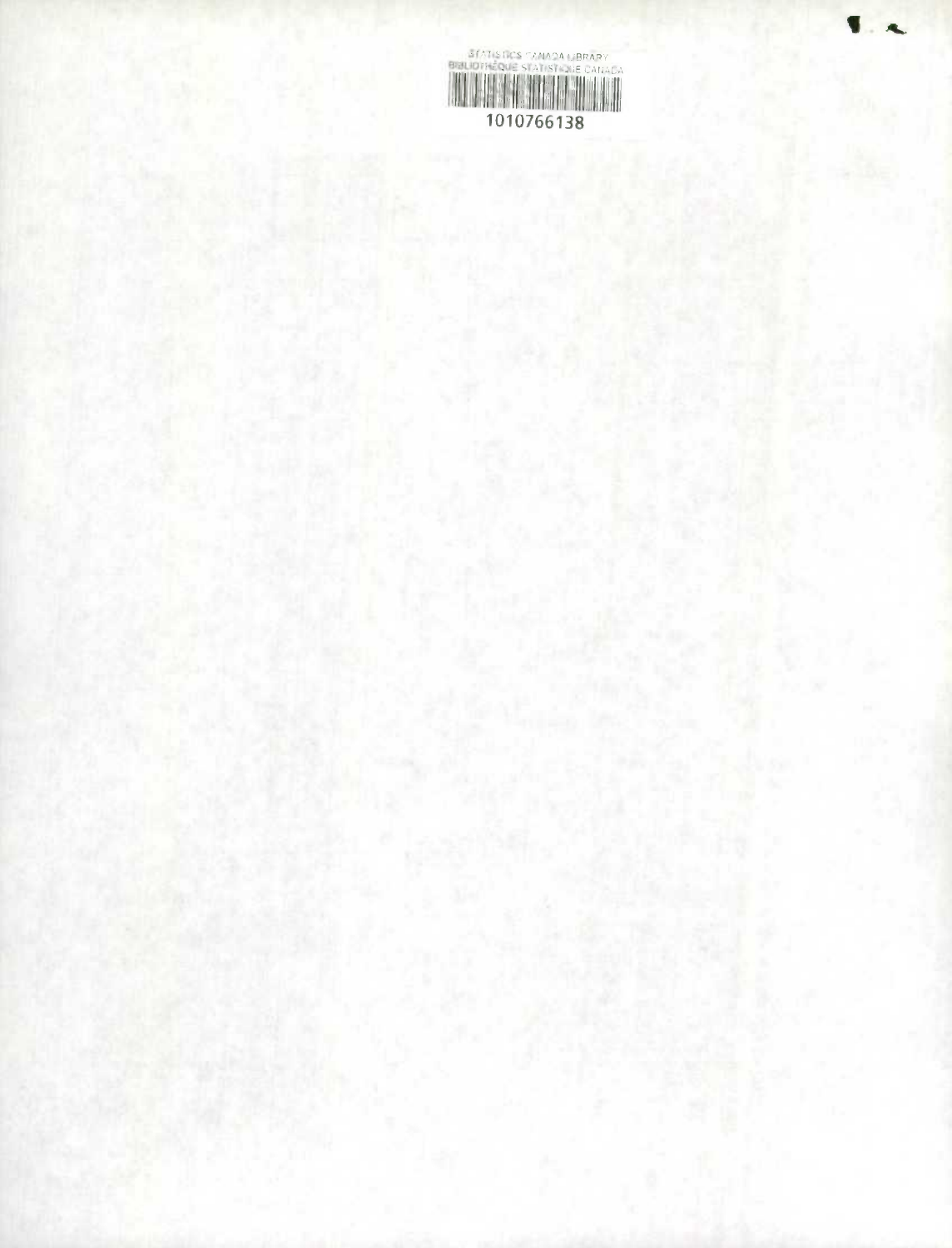STATISTICS CANADA LIBRARY
BIBLIOTHÈQUE STATISTIQUE CANADA

1010766138